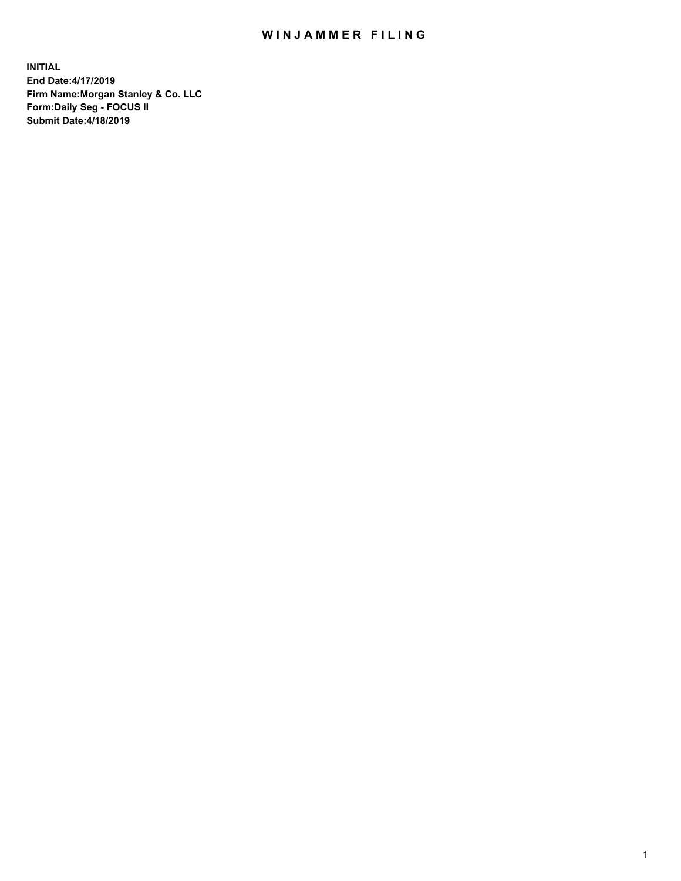# WINJAMMER FILING

**INITIAL**
**End Date:4/17/2019**
**Firm Name:Morgan Stanley & Co. LLC**
**Form:Daily Seg - FOCUS II**
**Submit Date:4/18/2019**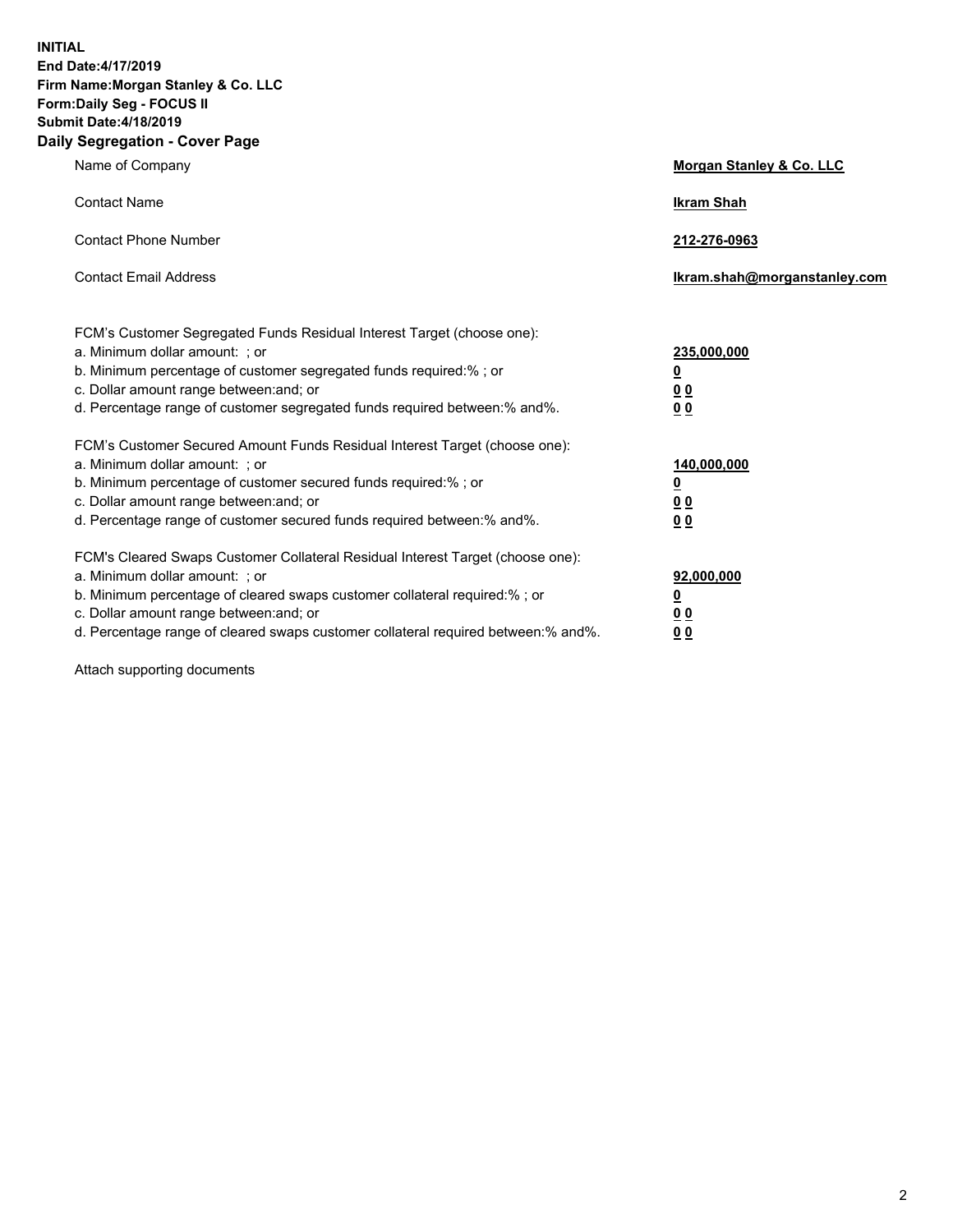**INITIAL**
**End Date:4/17/2019**
**Firm Name:Morgan Stanley & Co. LLC**
**Form:Daily Seg - FOCUS II**
**Submit Date:4/18/2019**
**Daily Segregation - Cover Page**

| | |
|---|---|
| Name of Company | **Morgan Stanley & Co. LLC** |
| Contact Name | **Ikram Shah** |
| Contact Phone Number | **212-276-0963** |
| Contact Email Address | **Ikram.shah@morganstanley.com** |

FCM's Customer Segregated Funds Residual Interest Target (choose one):

| | |
|---|---|
| a. Minimum dollar amount: ; or | **235,000,000** |
| b. Minimum percentage of customer segregated funds required:% ; or | **0** |
| c. Dollar amount range between:and; or | **0 0** |
| d. Percentage range of customer segregated funds required between:% and%. | **0 0** |

FCM's Customer Secured Amount Funds Residual Interest Target (choose one):

| | |
|---|---|
| a. Minimum dollar amount: ; or | **140,000,000** |
| b. Minimum percentage of customer secured funds required:% ; or | **0** |
| c. Dollar amount range between:and; or | **0 0** |
| d. Percentage range of customer secured funds required between:% and%. | **0 0** |

FCM's Cleared Swaps Customer Collateral Residual Interest Target (choose one):

| | |
|---|---|
| a. Minimum dollar amount: ; or | **92,000,000** |
| b. Minimum percentage of cleared swaps customer collateral required:% ; or | **0** |
| c. Dollar amount range between:and; or | **0 0** |
| d. Percentage range of cleared swaps customer collateral required between:% and%. | **0 0** |

Attach supporting documents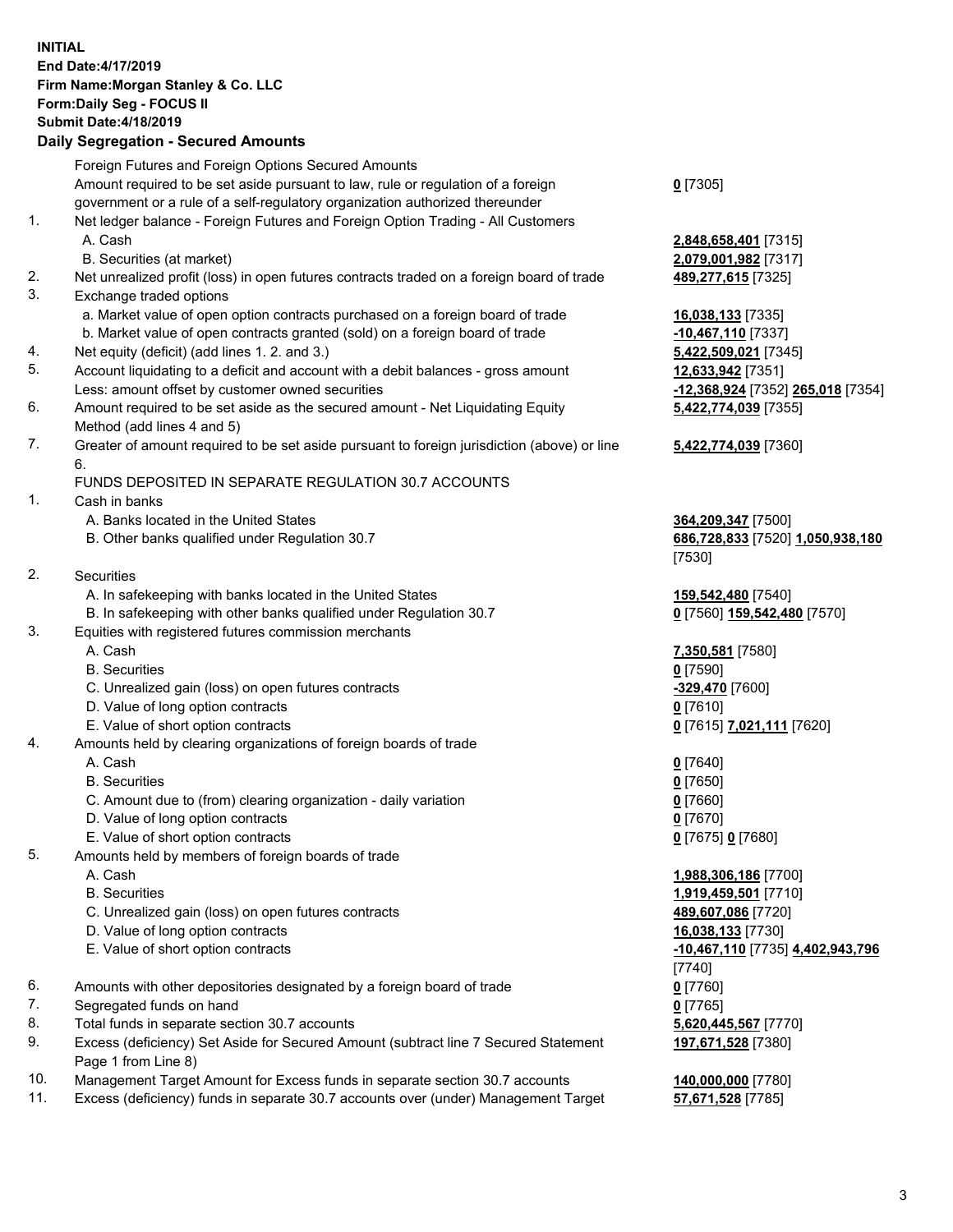**INITIAL**
**End Date:4/17/2019**
**Firm Name:Morgan Stanley & Co. LLC**
**Form:Daily Seg - FOCUS II**
**Submit Date:4/18/2019**

## Daily Segregation - Secured Amounts

| | | |
|---|---|---|
| | Foreign Futures and Foreign Options Secured Amounts | |
| | Amount required to be set aside pursuant to law, rule or regulation of a foreign government or a rule of a self-regulatory organization authorized thereunder | **0** [7305] |
| 1. | Net ledger balance - Foreign Futures and Foreign Option Trading - All Customers | |
| | A. Cash | **2,848,658,401** [7315] |
| | B. Securities (at market) | **2,079,001,982** [7317] |
| 2. | Net unrealized profit (loss) in open futures contracts traded on a foreign board of trade | **489,277,615** [7325] |
| 3. | Exchange traded options | |
| | a. Market value of open option contracts purchased on a foreign board of trade | **16,038,133** [7335] |
| | b. Market value of open contracts granted (sold) on a foreign board of trade | **-10,467,110** [7337] |
| 4. | Net equity (deficit) (add lines 1. 2. and 3.) | **5,422,509,021** [7345] |
| 5. | Account liquidating to a deficit and account with a debit balances - gross amount | **12,633,942** [7351] |
| | Less: amount offset by customer owned securities | **-12,368,924** [7352] **265,018** [7354] |
| 6. | Amount required to be set aside as the secured amount - Net Liquidating Equity Method (add lines 4 and 5) | **5,422,774,039** [7355] |
| 7. | Greater of amount required to be set aside pursuant to foreign jurisdiction (above) or line 6. | **5,422,774,039** [7360] |
| | FUNDS DEPOSITED IN SEPARATE REGULATION 30.7 ACCOUNTS | |
| 1. | Cash in banks | |
| | A. Banks located in the United States | **364,209,347** [7500] |
| | B. Other banks qualified under Regulation 30.7 | **686,728,833** [7520] **1,050,938,180** [7530] |
| 2. | Securities | |
| | A. In safekeeping with banks located in the United States | **159,542,480** [7540] |
| | B. In safekeeping with other banks qualified under Regulation 30.7 | **0** [7560] **159,542,480** [7570] |
| 3. | Equities with registered futures commission merchants | |
| | A. Cash | **7,350,581** [7580] |
| | B. Securities | **0** [7590] |
| | C. Unrealized gain (loss) on open futures contracts | **-329,470** [7600] |
| | D. Value of long option contracts | **0** [7610] |
| | E. Value of short option contracts | **0** [7615] **7,021,111** [7620] |
| 4. | Amounts held by clearing organizations of foreign boards of trade | |
| | A. Cash | **0** [7640] |
| | B. Securities | **0** [7650] |
| | C. Amount due to (from) clearing organization - daily variation | **0** [7660] |
| | D. Value of long option contracts | **0** [7670] |
| | E. Value of short option contracts | **0** [7675] **0** [7680] |
| 5. | Amounts held by members of foreign boards of trade | |
| | A. Cash | **1,988,306,186** [7700] |
| | B. Securities | **1,919,459,501** [7710] |
| | C. Unrealized gain (loss) on open futures contracts | **489,607,086** [7720] |
| | D. Value of long option contracts | **16,038,133** [7730] |
| | E. Value of short option contracts | **-10,467,110** [7735] **4,402,943,796** [7740] |
| 6. | Amounts with other depositories designated by a foreign board of trade | **0** [7760] |
| 7. | Segregated funds on hand | **0** [7765] |
| 8. | Total funds in separate section 30.7 accounts | **5,620,445,567** [7770] |
| 9. | Excess (deficiency) Set Aside for Secured Amount (subtract line 7 Secured Statement Page 1 from Line 8) | **197,671,528** [7380] |
| 10. | Management Target Amount for Excess funds in separate section 30.7 accounts | **140,000,000** [7780] |
| 11. | Excess (deficiency) funds in separate 30.7 accounts over (under) Management Target | **57,671,528** [7785] |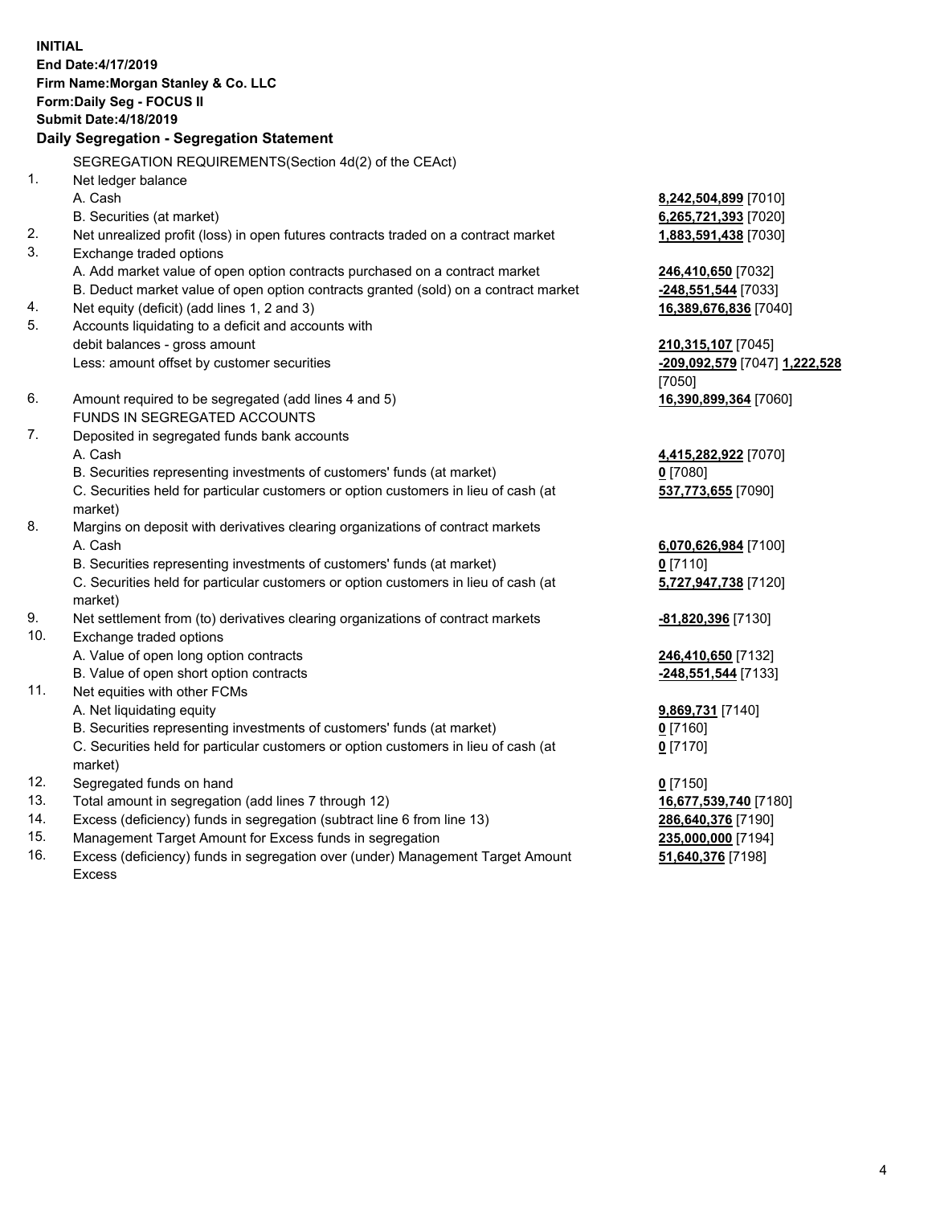**INITIAL**
**End Date:4/17/2019**
**Firm Name:Morgan Stanley & Co. LLC**
**Form:Daily Seg - FOCUS II**
**Submit Date:4/18/2019**

### Daily Segregation - Segregation Statement

SEGREGATION REQUIREMENTS(Section 4d(2) of the CEAct)

| | | |
|---|---|---|
| 1. | Net ledger balance | |
| | A. Cash | **8,242,504,899** [7010] |
| | B. Securities (at market) | **6,265,721,393** [7020] |
| 2. | Net unrealized profit (loss) in open futures contracts traded on a contract market | **1,883,591,438** [7030] |
| 3. | Exchange traded options | |
| | A. Add market value of open option contracts purchased on a contract market | **246,410,650** [7032] |
| | B. Deduct market value of open option contracts granted (sold) on a contract market | **-248,551,544** [7033] |
| 4. | Net equity (deficit) (add lines 1, 2 and 3) | **16,389,676,836** [7040] |
| 5. | Accounts liquidating to a deficit and accounts with debit balances - gross amount | **210,315,107** [7045] |
| | Less: amount offset by customer securities | **-209,092,579** [7047] **1,222,528** [7050] |
| 6. | Amount required to be segregated (add lines 4 and 5) | **16,390,899,364** [7060] |
| | FUNDS IN SEGREGATED ACCOUNTS | |
| 7. | Deposited in segregated funds bank accounts | |
| | A. Cash | **4,415,282,922** [7070] |
| | B. Securities representing investments of customers' funds (at market) | **0** [7080] |
| | C. Securities held for particular customers or option customers in lieu of cash (at market) | **537,773,655** [7090] |
| 8. | Margins on deposit with derivatives clearing organizations of contract markets | |
| | A. Cash | **6,070,626,984** [7100] |
| | B. Securities representing investments of customers' funds (at market) | **0** [7110] |
| | C. Securities held for particular customers or option customers in lieu of cash (at market) | **5,727,947,738** [7120] |
| 9. | Net settlement from (to) derivatives clearing organizations of contract markets | **-81,820,396** [7130] |
| 10. | Exchange traded options | |
| | A. Value of open long option contracts | **246,410,650** [7132] |
| | B. Value of open short option contracts | **-248,551,544** [7133] |
| 11. | Net equities with other FCMs | |
| | A. Net liquidating equity | **9,869,731** [7140] |
| | B. Securities representing investments of customers' funds (at market) | **0** [7160] |
| | C. Securities held for particular customers or option customers in lieu of cash (at market) | **0** [7170] |
| 12. | Segregated funds on hand | **0** [7150] |
| 13. | Total amount in segregation (add lines 7 through 12) | **16,677,539,740** [7180] |
| 14. | Excess (deficiency) funds in segregation (subtract line 6 from line 13) | **286,640,376** [7190] |
| 15. | Management Target Amount for Excess funds in segregation | **235,000,000** [7194] |
| 16. | Excess (deficiency) funds in segregation over (under) Management Target Amount Excess | **51,640,376** [7198] |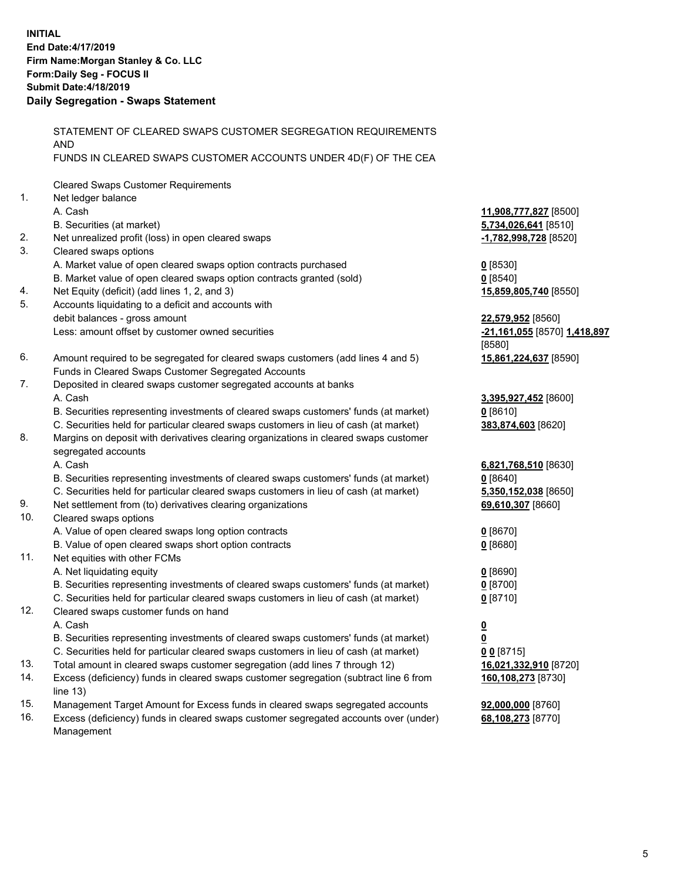**INITIAL**
**End Date:4/17/2019**
**Firm Name:Morgan Stanley & Co. LLC**
**Form:Daily Seg - FOCUS II**
**Submit Date:4/18/2019**
**Daily Segregation - Swaps Statement**

STATEMENT OF CLEARED SWAPS CUSTOMER SEGREGATION REQUIREMENTS AND FUNDS IN CLEARED SWAPS CUSTOMER ACCOUNTS UNDER 4D(F) OF THE CEA

| | | |
|---|---|---|
| | Cleared Swaps Customer Requirements | |
| 1. | Net ledger balance | |
| | A. Cash | **11,908,777,827** [8500] |
| | B. Securities (at market) | **5,734,026,641** [8510] |
| 2. | Net unrealized profit (loss) in open cleared swaps | **-1,782,998,728** [8520] |
| 3. | Cleared swaps options | |
| | A. Market value of open cleared swaps option contracts purchased | **0** [8530] |
| | B. Market value of open cleared swaps option contracts granted (sold) | **0** [8540] |
| 4. | Net Equity (deficit) (add lines 1, 2, and 3) | **15,859,805,740** [8550] |
| 5. | Accounts liquidating to a deficit and accounts with debit balances - gross amount | **22,579,952** [8560] |
| | Less: amount offset by customer owned securities | **-21,161,055** [8570] **1,418,897** [8580] |
| 6. | Amount required to be segregated for cleared swaps customers (add lines 4 and 5) | **15,861,224,637** [8590] |
| | Funds in Cleared Swaps Customer Segregated Accounts | |
| 7. | Deposited in cleared swaps customer segregated accounts at banks | |
| | A. Cash | **3,395,927,452** [8600] |
| | B. Securities representing investments of cleared swaps customers' funds (at market) | **0** [8610] |
| | C. Securities held for particular cleared swaps customers in lieu of cash (at market) | **383,874,603** [8620] |
| 8. | Margins on deposit with derivatives clearing organizations in cleared swaps customer segregated accounts | |
| | A. Cash | **6,821,768,510** [8630] |
| | B. Securities representing investments of cleared swaps customers' funds (at market) | **0** [8640] |
| | C. Securities held for particular cleared swaps customers in lieu of cash (at market) | **5,350,152,038** [8650] |
| 9. | Net settlement from (to) derivatives clearing organizations | **69,610,307** [8660] |
| 10. | Cleared swaps options | |
| | A. Value of open cleared swaps long option contracts | **0** [8670] |
| | B. Value of open cleared swaps short option contracts | **0** [8680] |
| 11. | Net equities with other FCMs | |
| | A. Net liquidating equity | **0** [8690] |
| | B. Securities representing investments of cleared swaps customers' funds (at market) | **0** [8700] |
| | C. Securities held for particular cleared swaps customers in lieu of cash (at market) | **0** [8710] |
| 12. | Cleared swaps customer funds on hand | |
| | A. Cash | **0** |
| | B. Securities representing investments of cleared swaps customers' funds (at market) | **0** |
| | C. Securities held for particular cleared swaps customers in lieu of cash (at market) | **0** **0** [8715] |
| 13. | Total amount in cleared swaps customer segregation (add lines 7 through 12) | **16,021,332,910** [8720] |
| 14. | Excess (deficiency) funds in cleared swaps customer segregation (subtract line 6 from line 13) | **160,108,273** [8730] |
| 15. | Management Target Amount for Excess funds in cleared swaps segregated accounts | **92,000,000** [8760] |
| 16. | Excess (deficiency) funds in cleared swaps customer segregated accounts over (under) Management | **68,108,273** [8770] |